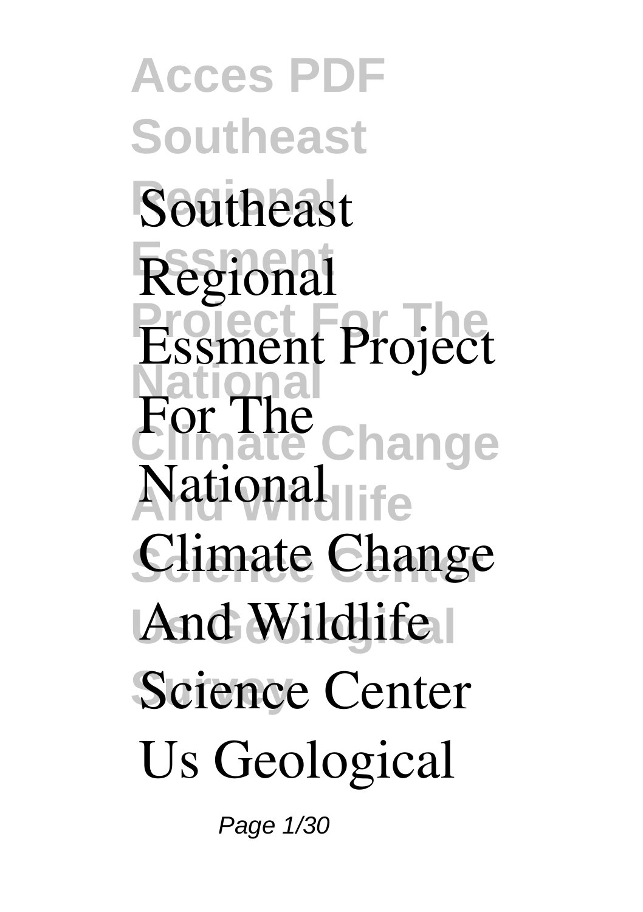# Southeast Regional Essment Project For The National Climate Change And Wildlife Science Center Us Geological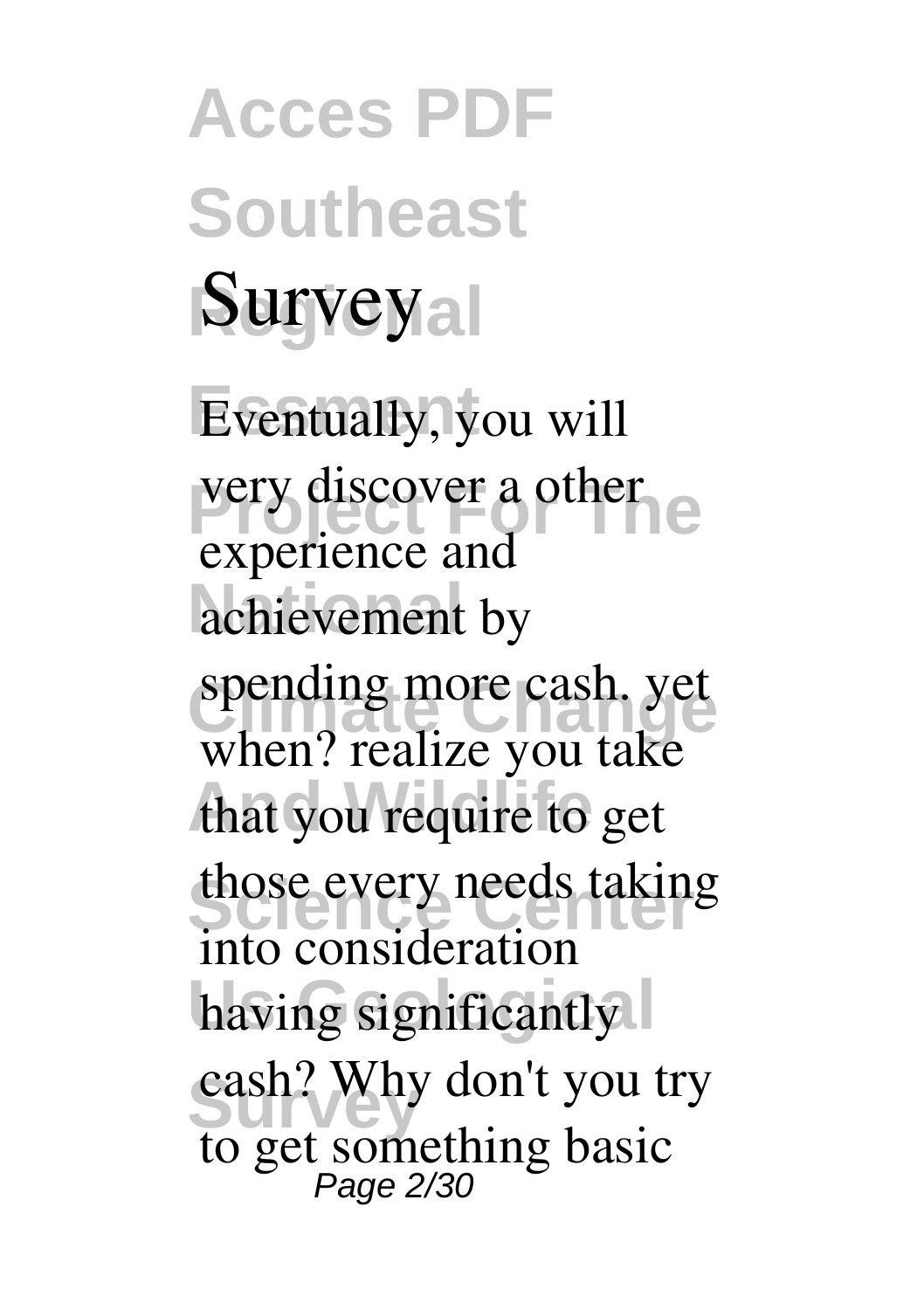# Survey

Eventually, you will very discover a other experience and achievement by spending more cash. yet when? realize you take that you require to get those every needs taking into consideration having significantly cash? Why don't you try to get something basic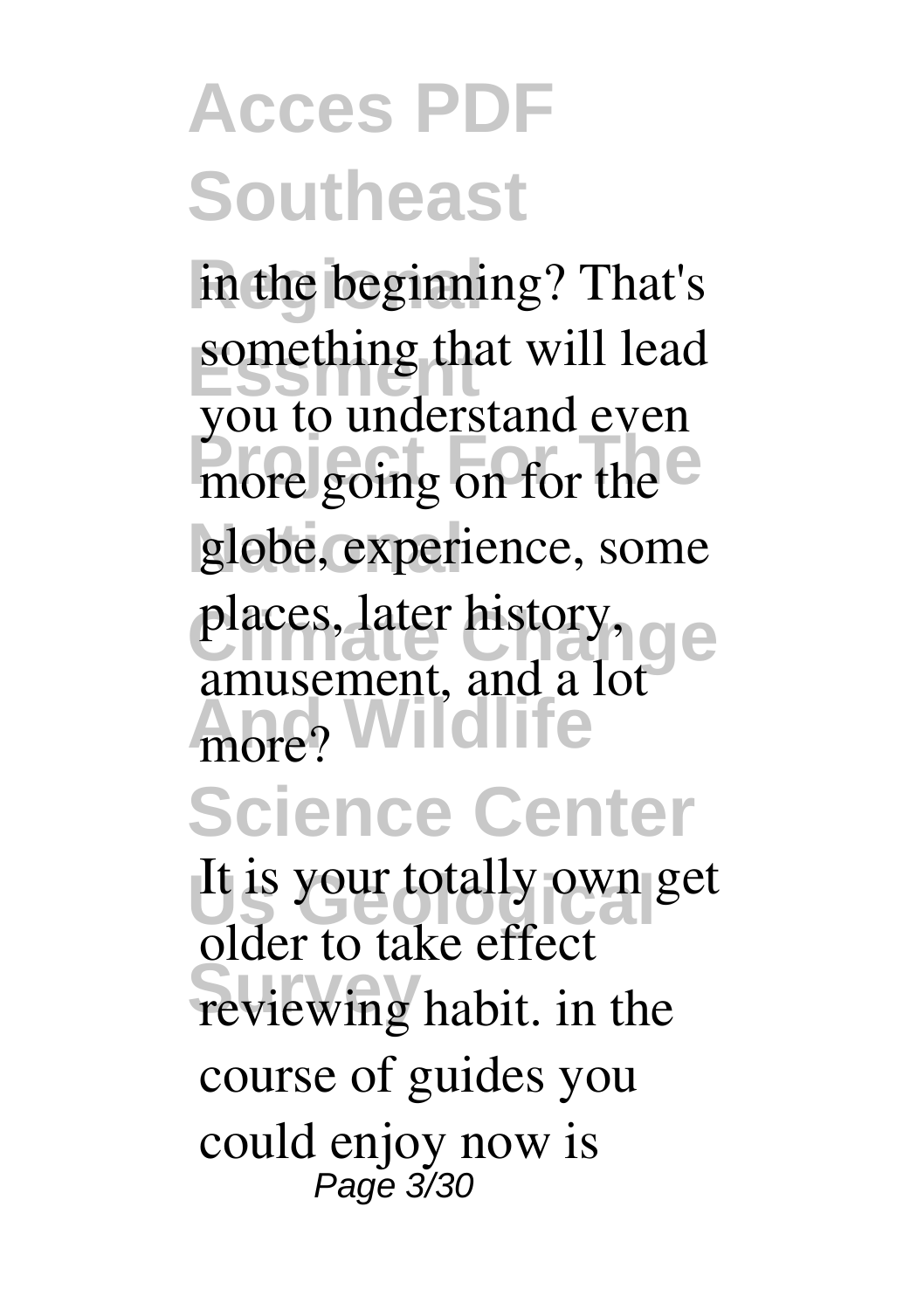in the beginning? That's something that will lead you to understand even more going on for the globe, experience, some places, later history, amusement, and a lot more?

It is your totally own get older to take effect reviewing habit. in the course of guides you could enjoy now is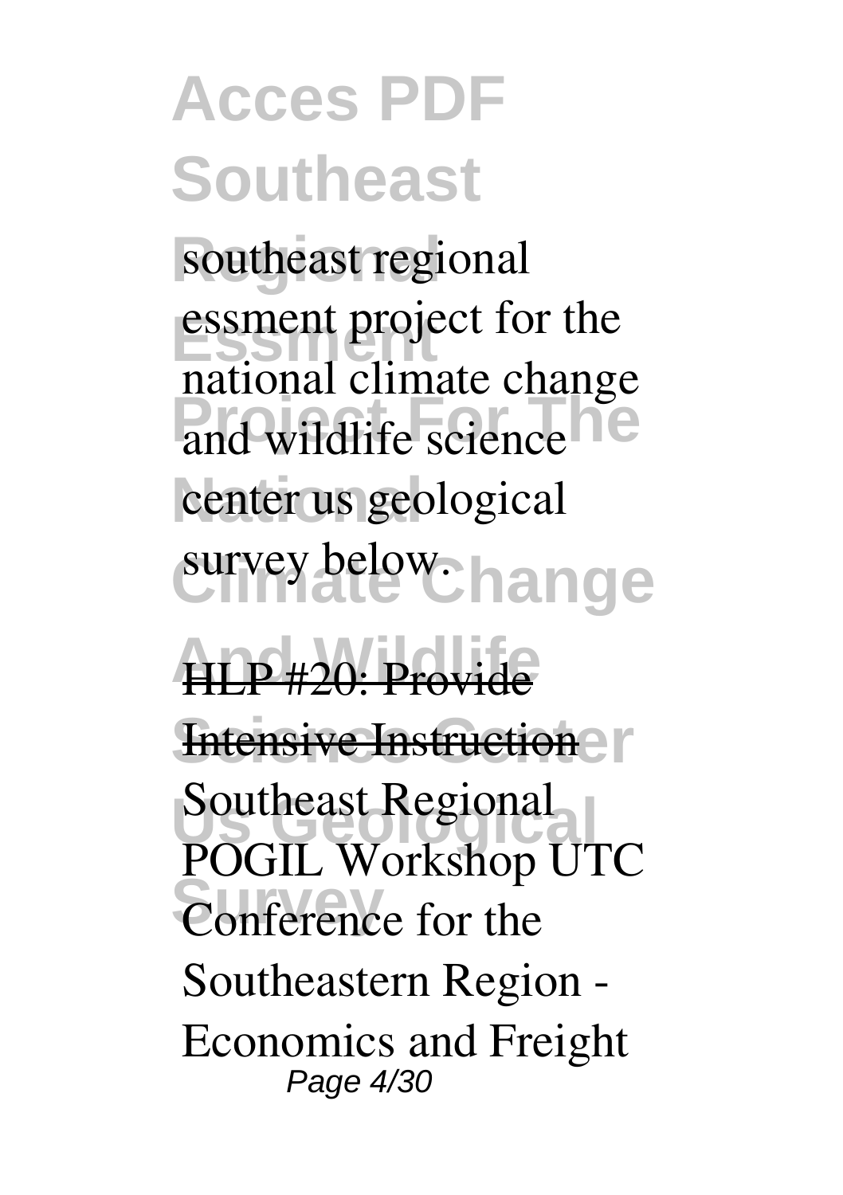southeast regional essment project for the national climate change and wildlife science center us geological survey below.

HLP #20: Provide Intensive Instruction

Southeast Regional POGIL Workshop UTC Conference for the Southeastern Region - Economics and Freight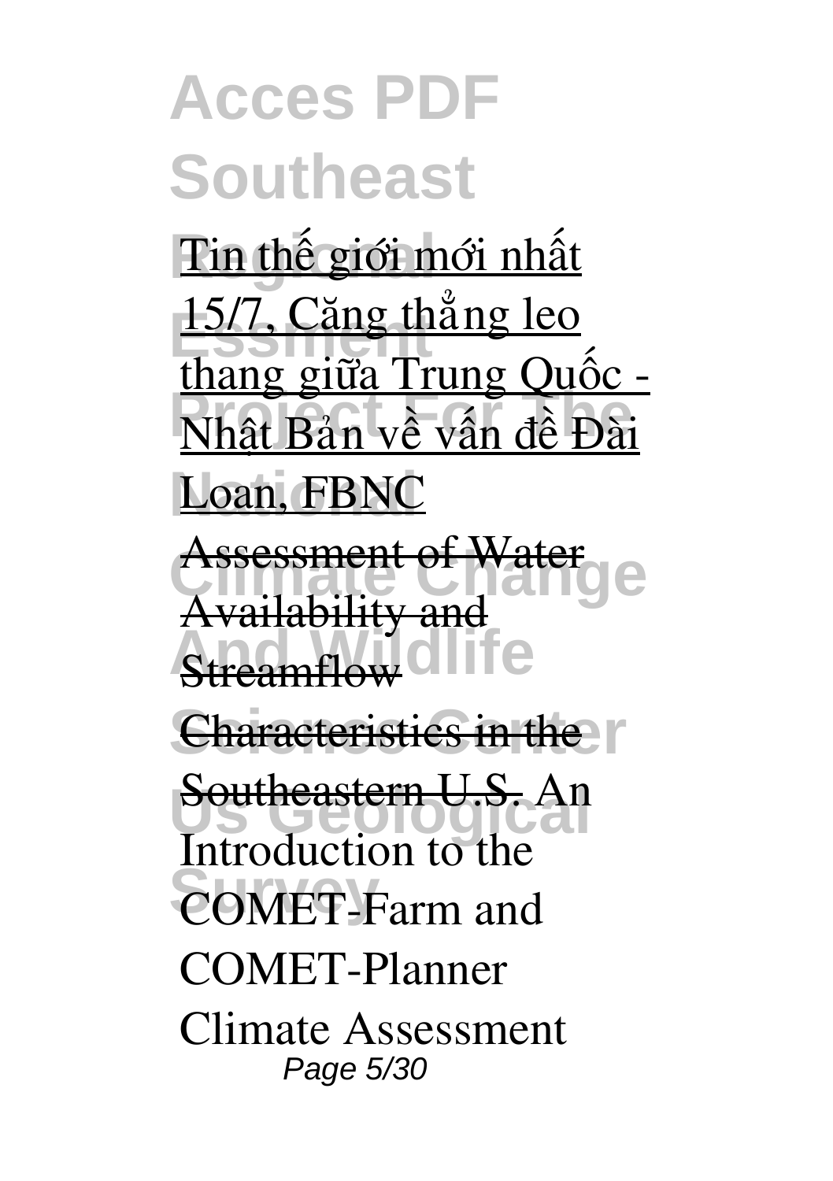Tin thế giới mới nhất 15/7, Căng thẳng leo thang giữa Trung Quốc - Nhật Bản về vấn đề Đài Loan, FBNC

Assessment of Water Availability and Streamflow Characteristics in the Southeastern U.S. An Introduction to the COMET-Farm and COMET-Planner Climate Assessment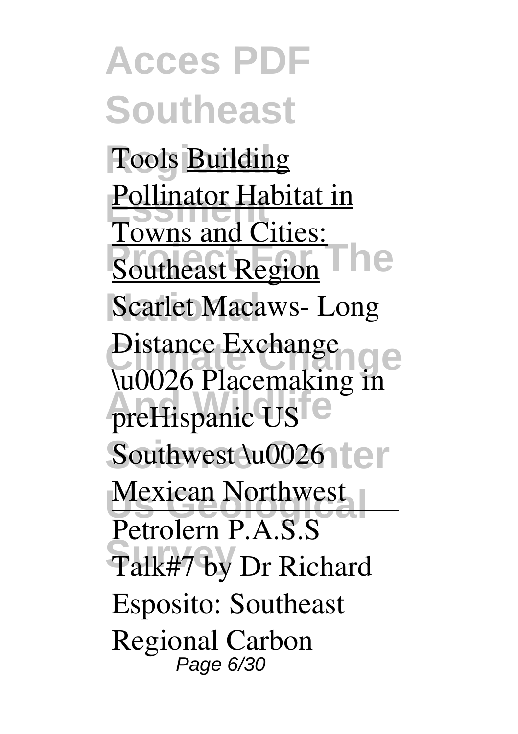Tools Building Pollinator Habitat in Towns and Cities: Southeast Region Scarlet Macaws- Long Distance Exchange \u0026 Placemaking in preHispanic US Southwest \u0026 Mexican Northwest

Petrolern P.A.S.S Talk#7 by Dr Richard Esposito: Southeast Regional Carbon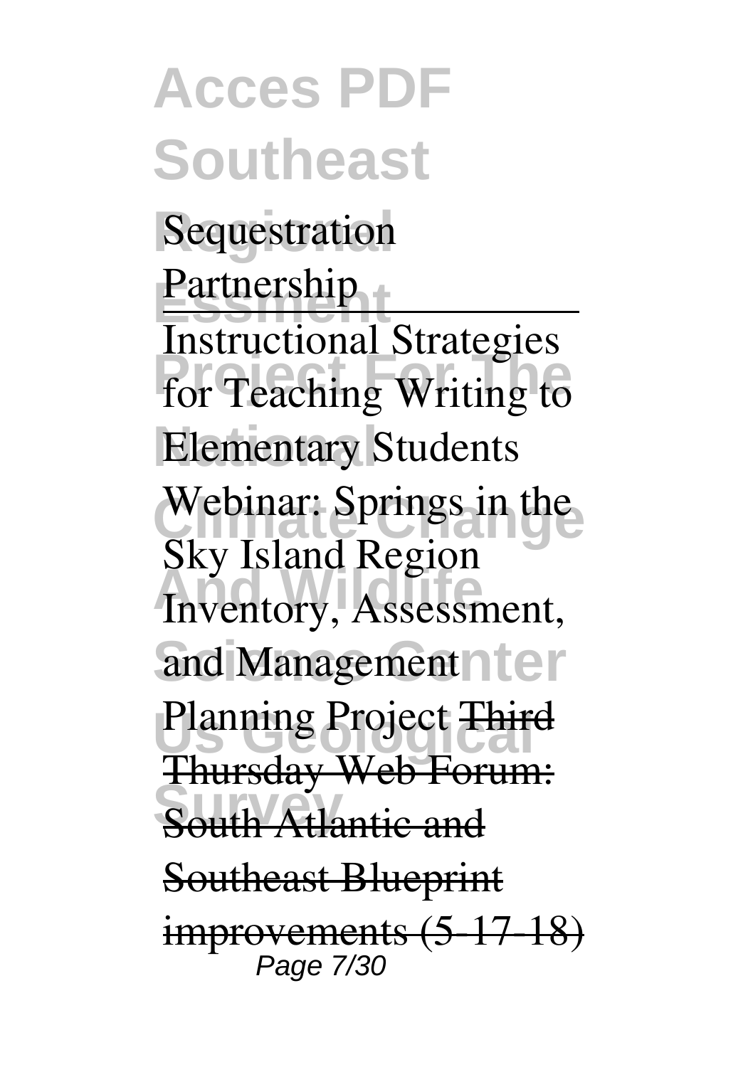Sequestration Partnership

Instructional Strategies for Teaching Writing to Elementary Students

Webinar: Springs in the Sky Island Region Inventory, Assessment, and Management Planning Project

~~Third Thursday Web Forum: South Atlantic and Southeast Blueprint improvements (5-17-18)~~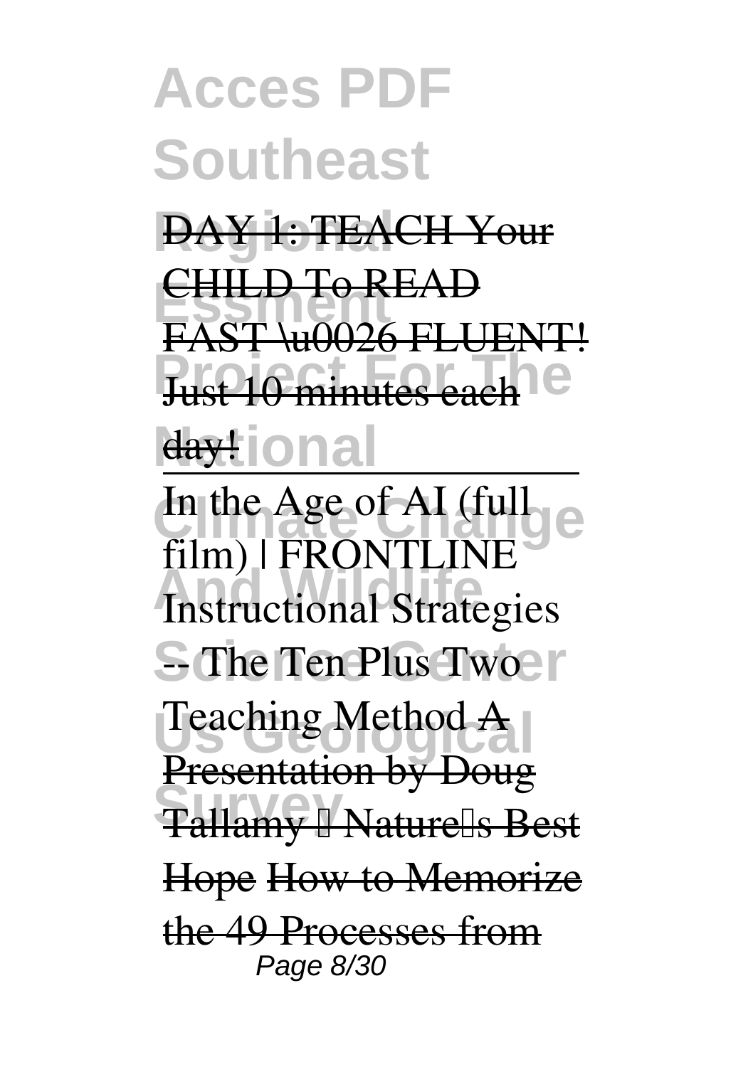DAY 1: TEACH Your CHILD To READ FAST \u0026 FLUENT! Just 10 minutes each day!

In the Age of AI (full film) | FRONTLINE Instructional Strategies -- The Ten Plus Two Teaching Method A Presentation by Doug Tallamy – Nature's Best Hope How to Memorize the 49 Processes from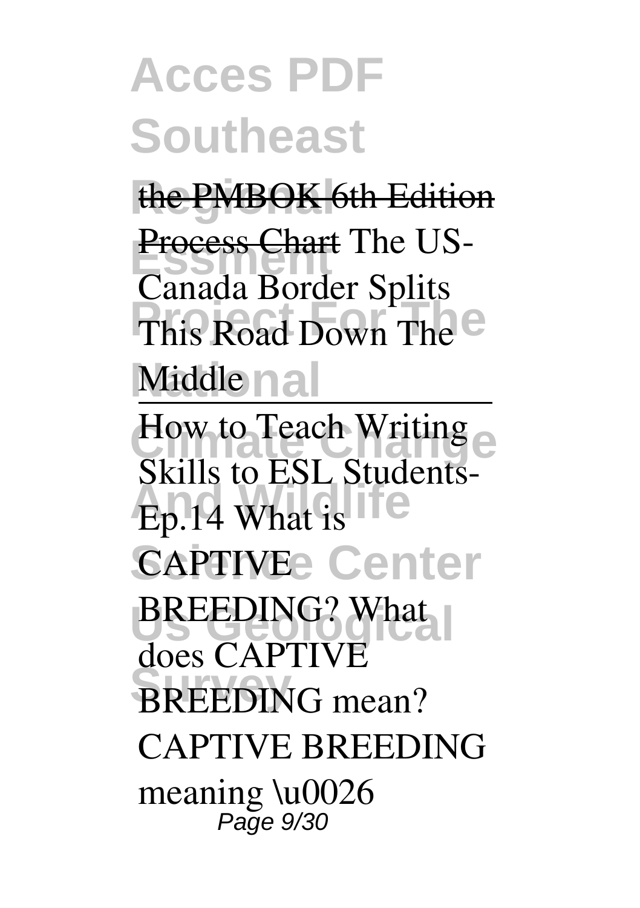the PMBOK 6th Edition Process Chart The US-Canada Border Splits This Road Down The Middle

---

How to Teach Writing Skills to ESL Students- Ep.14 What is CAPTIVE BREEDING? What does CAPTIVE BREEDING mean? CAPTIVE BREEDING meaning \u0026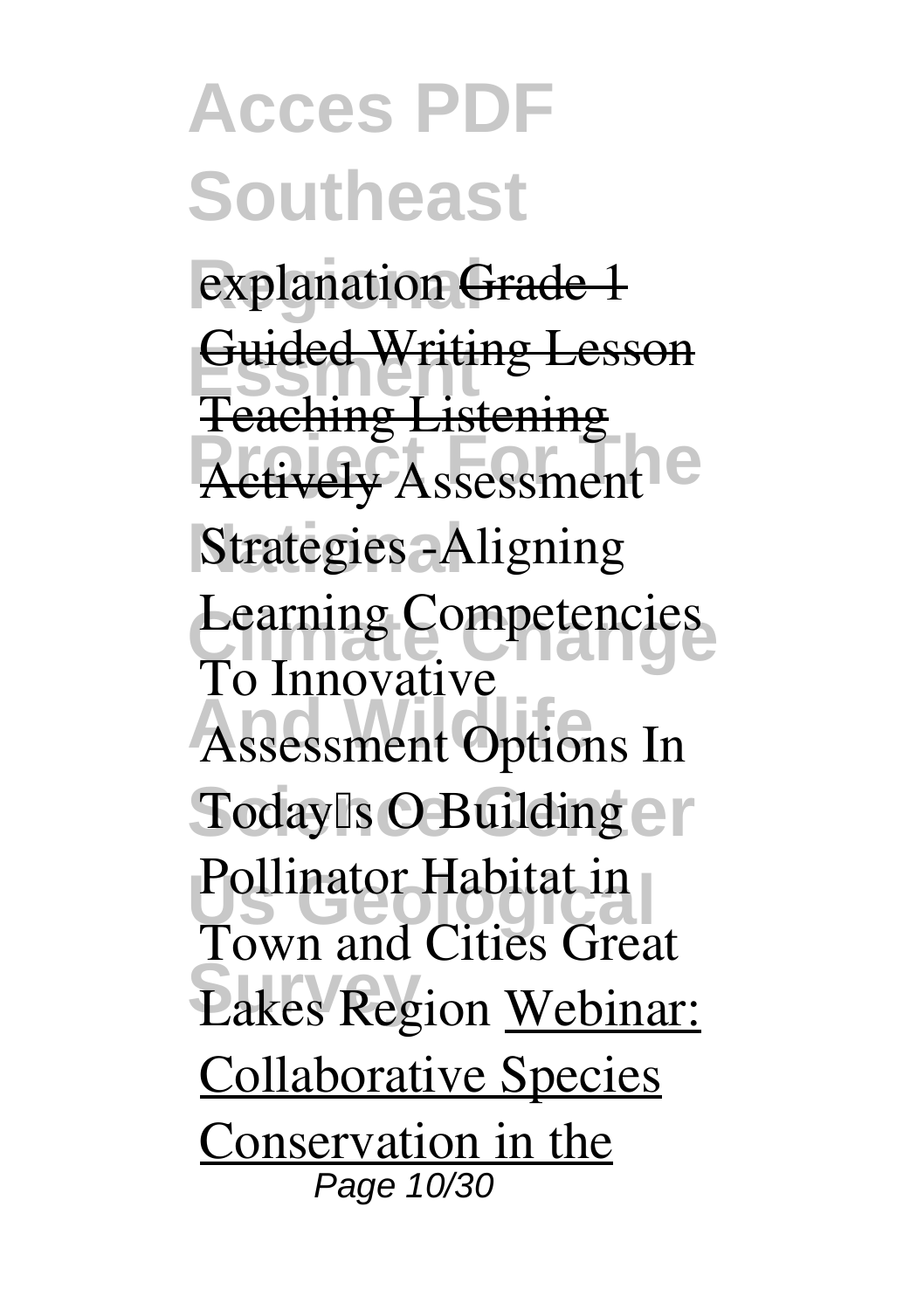explanation Grade 1 Guided Writing Lesson Teaching Listening Actively **Assessment Strategies -Aligning Learning Competencies To Innovative Assessment Options In Today's O** **Building Pollinator Habitat in Town and Cities Great Lakes Region** Webinar: Collaborative Species Conservation in the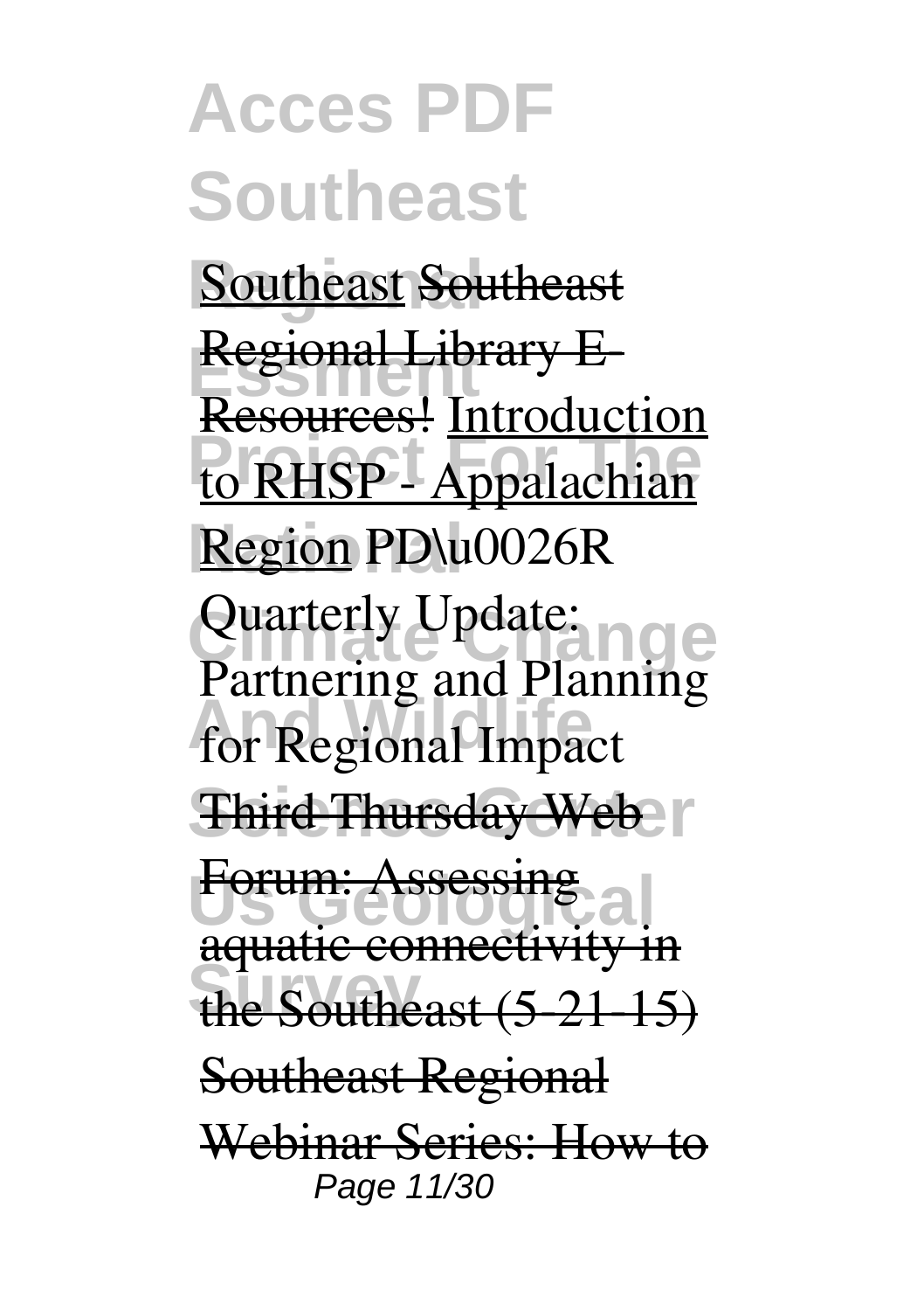Southeast ~~Southeast Regional Library E-Resources!~~ Introduction to RHSP - Appalachian Region PD\u0026R Quarterly Update: Partnering and Planning for Regional Impact ~~Third Thursday Web Forum: Assessing aquatic connectivity in the Southeast (5-21-15)~~ ~~Southeast Regional Webinar Series: How to~~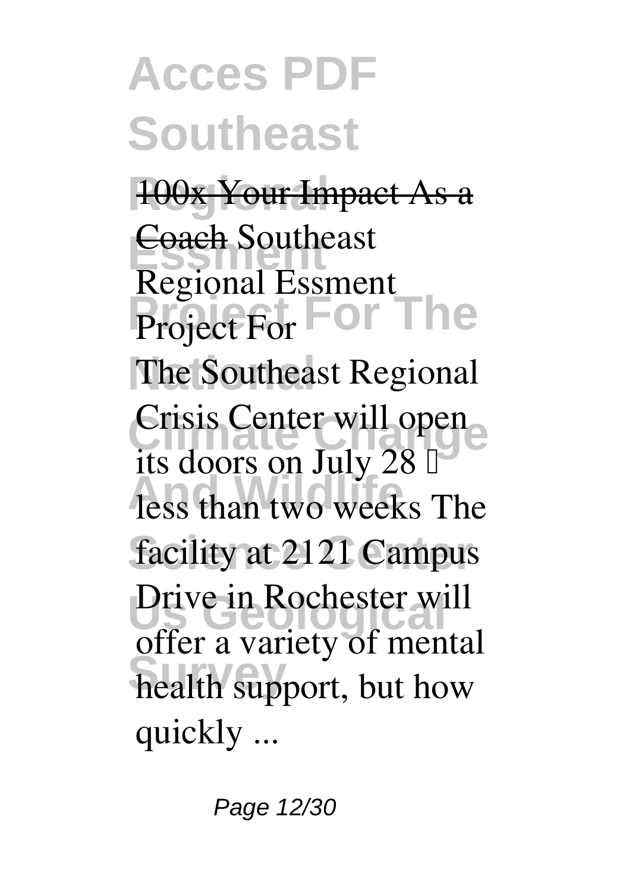~~100x Your Impact As a Coach~~ **Southeast Regional Essment Project For**

The Southeast Regional Crisis Center will open its doors on July 28 less than two weeks The facility at 2121 Campus Drive in Rochester will offer a variety of mental health support, but how quickly ...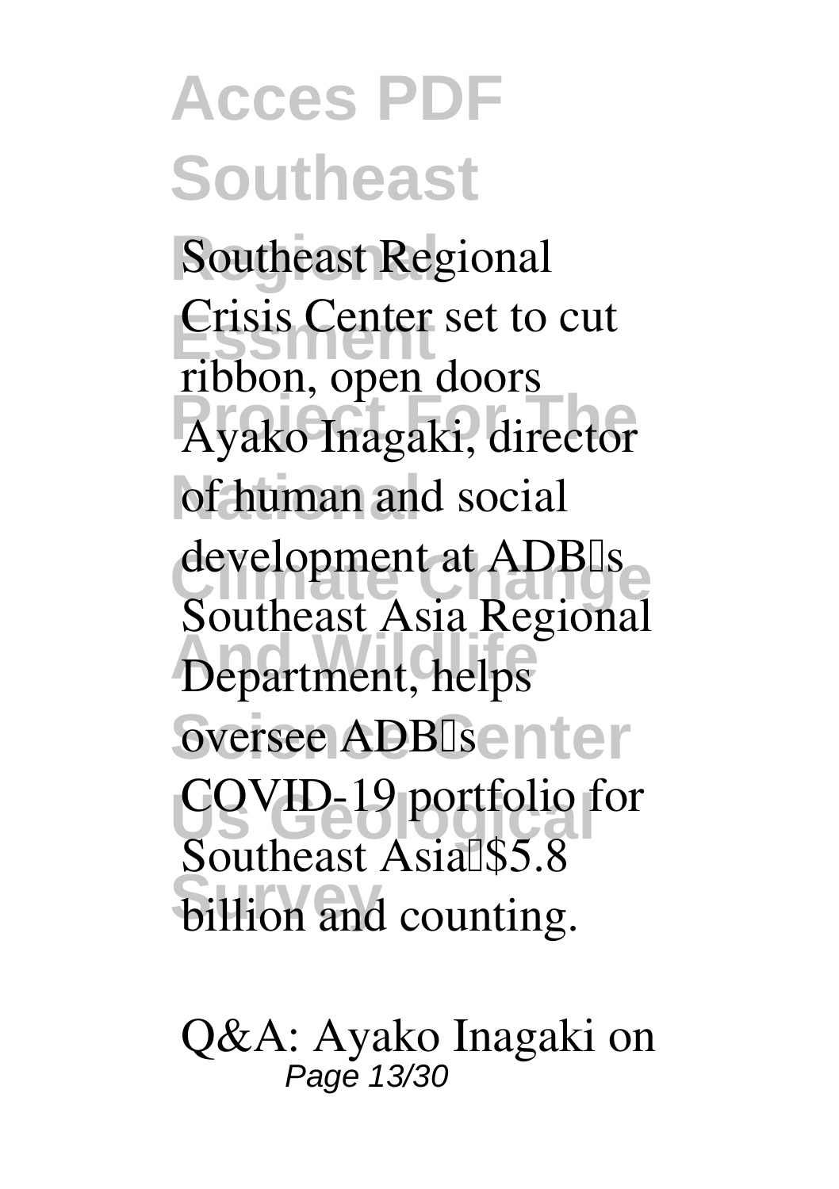**Southeast Regional Crisis Center set to cut ribbon, open doors**

Ayako Inagaki, director of human and social development at ADB's Southeast Asia Regional Department, helps oversee ADB's COVID-19 portfolio for Southeast Asia—$5.8 billion and counting.

**Q&A: Ayako Inagaki on**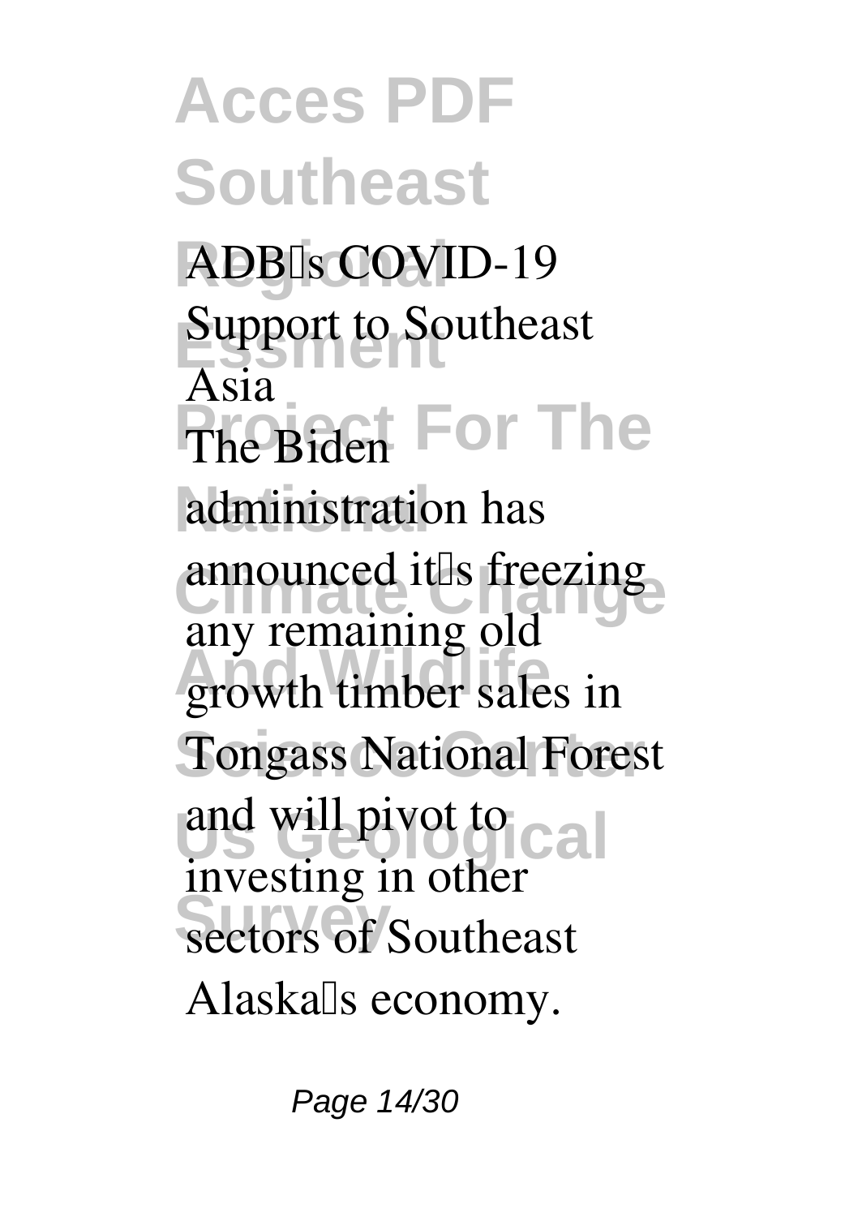**ADB's COVID-19 Support to Southeast Asia**

The Biden administration has announced it's freezing any remaining old growth timber sales in Tongass National Forest and will pivot to investing in other sectors of Southeast Alaska's economy.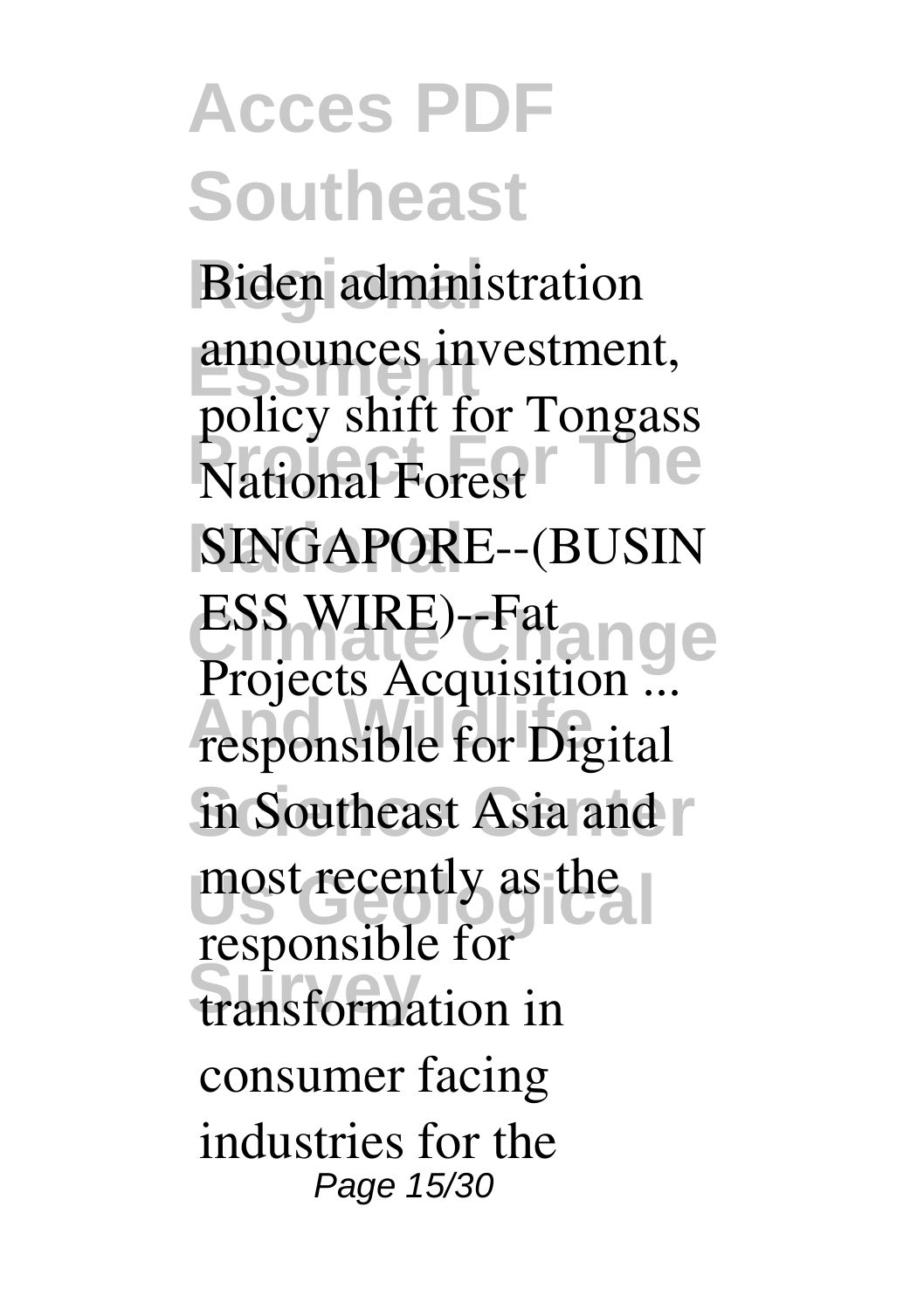Biden administration announces investment, policy shift for Tongass National Forest SINGAPORE--(BUSINESS WIRE)--Fat Projects Acquisition ... responsible for Digital in Southeast Asia and most recently as the responsible for transformation in consumer facing industries for the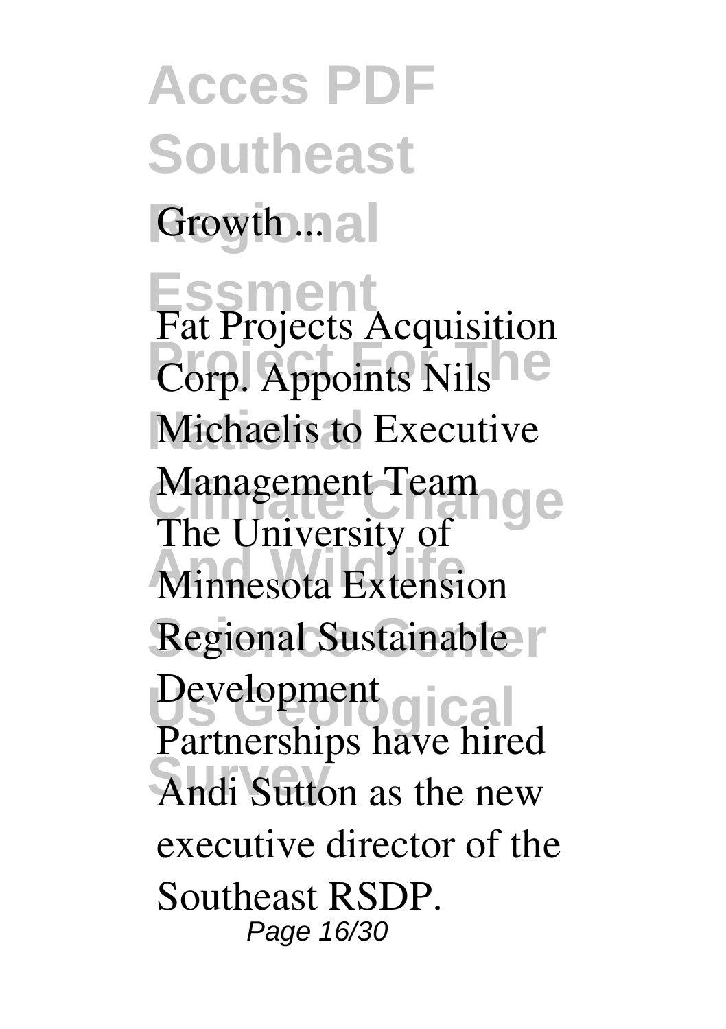Growth ...

**Fat Projects Acquisition Corp. Appoints Nils Michaelis to Executive Management Team**

The University of Minnesota Extension Regional Sustainable Development Partnerships have hired Andi Sutton as the new executive director of the Southeast RSDP.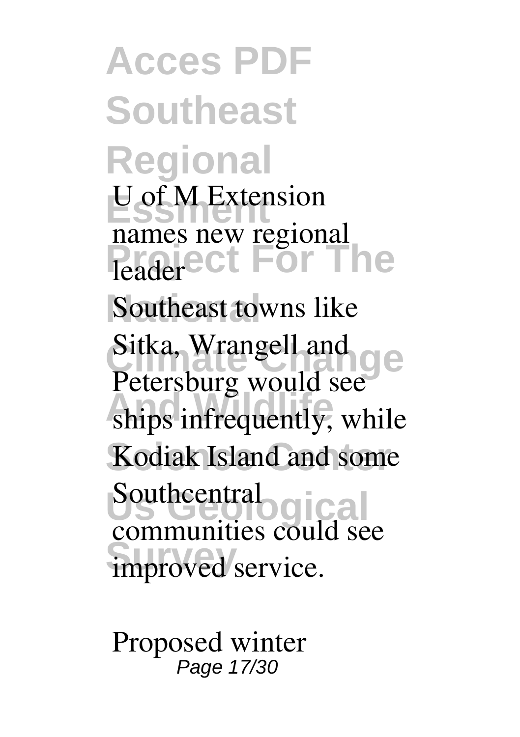*U of M Extension names new regional leader*

Southeast towns like Sitka, Wrangell and Petersburg would see ships infrequently, while Kodiak Island and some Southcentral communities could see improved service.

*Proposed winter*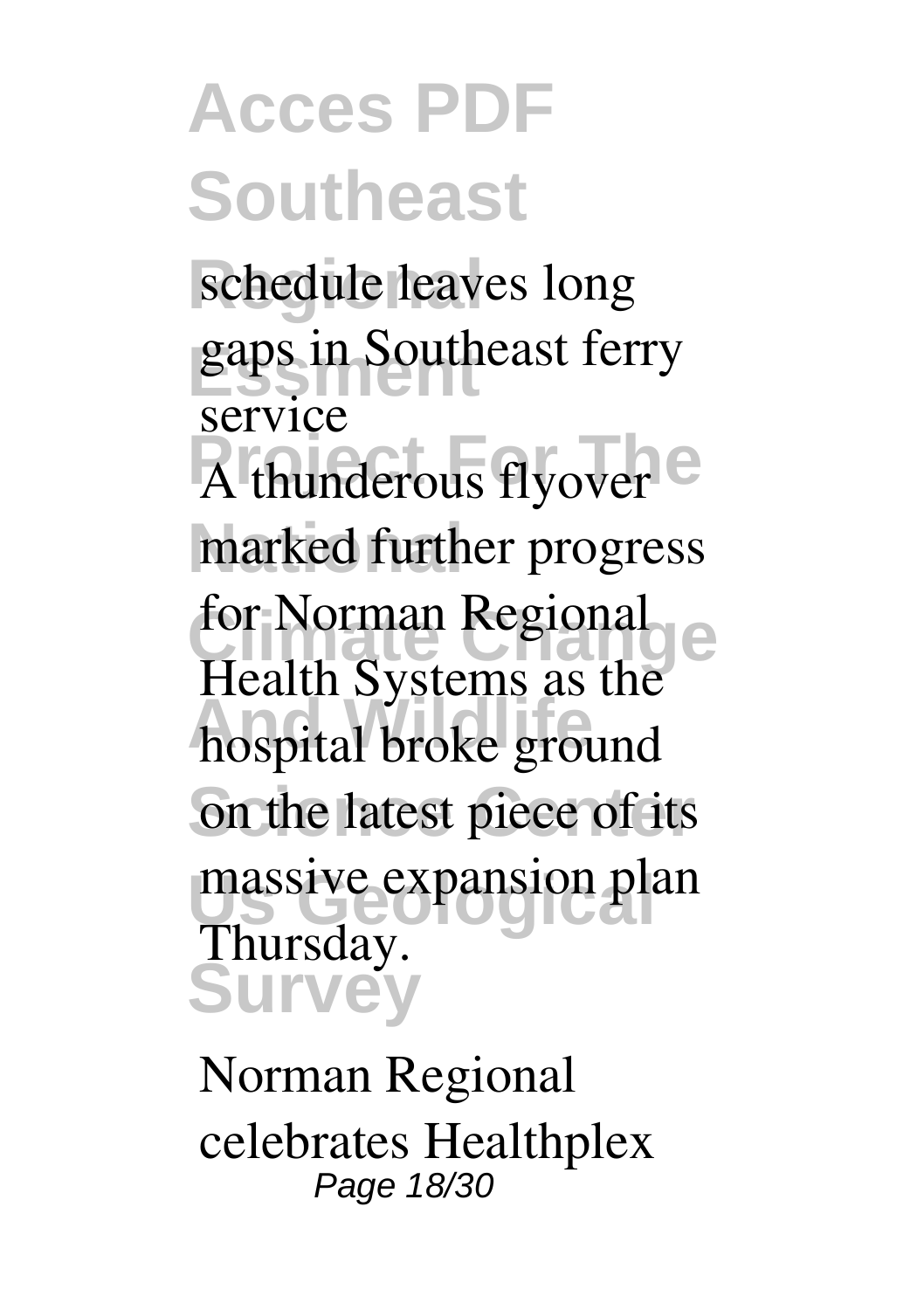schedule leaves long gaps in Southeast ferry service

A thunderous flyover marked further progress for Norman Regional Health Systems as the hospital broke ground on the latest piece of its massive expansion plan Thursday.

Norman Regional celebrates Healthplex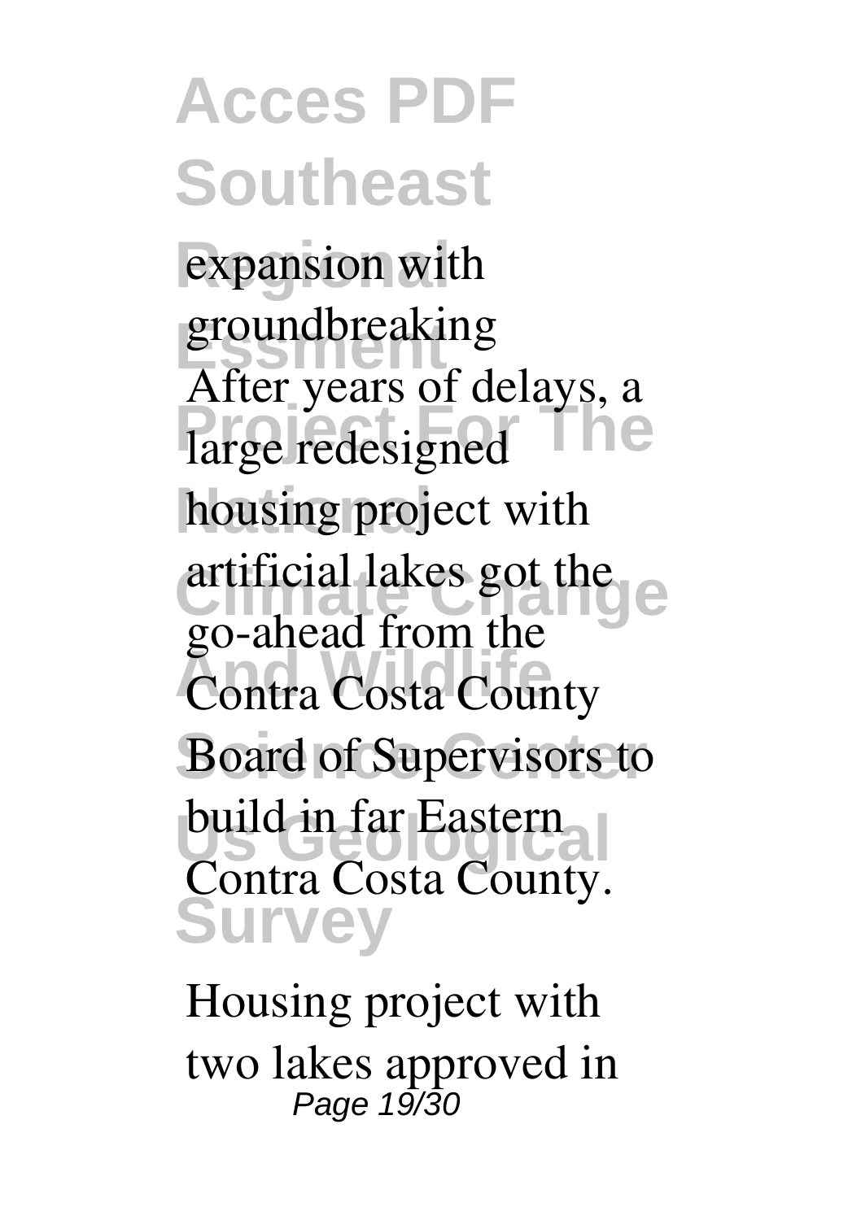expansion with groundbreaking

After years of delays, a large redesigned housing project with artificial lakes got the go-ahead from the Contra Costa County Board of Supervisors to build in far Eastern Contra Costa County.

Housing project with two lakes approved in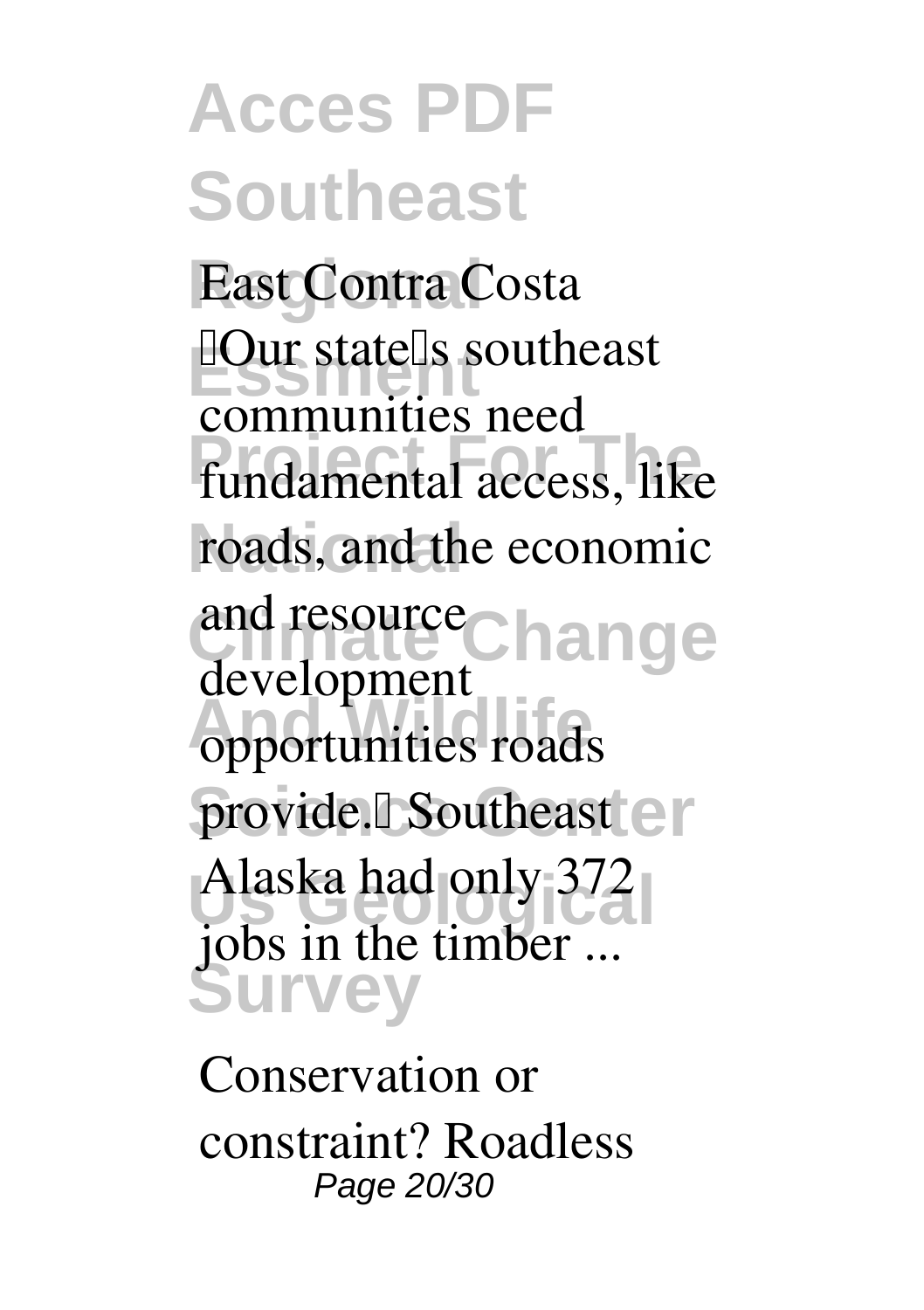East Contra Costa

"Our state's southeast communities need fundamental access, like roads, and the economic and resource development opportunities roads provide." Southeast Alaska had only 372 jobs in the timber ...

Conservation or constraint? Roadless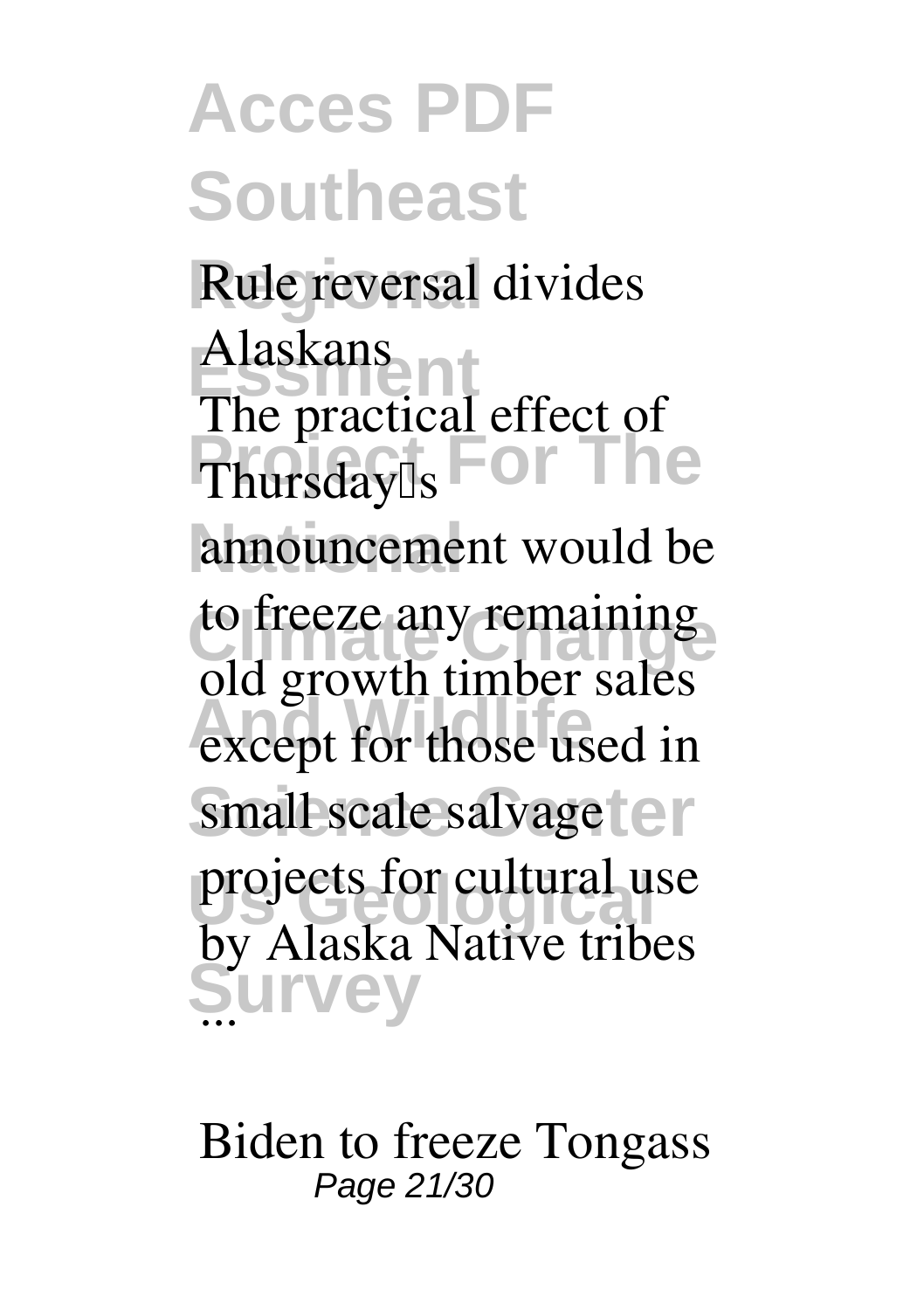**Rule reversal divides Alaskans**

The practical effect of Thursday's announcement would be to freeze any remaining old growth timber sales except for those used in small scale salvage projects for cultural use by Alaska Native tribes ...

**Biden to freeze Tongass**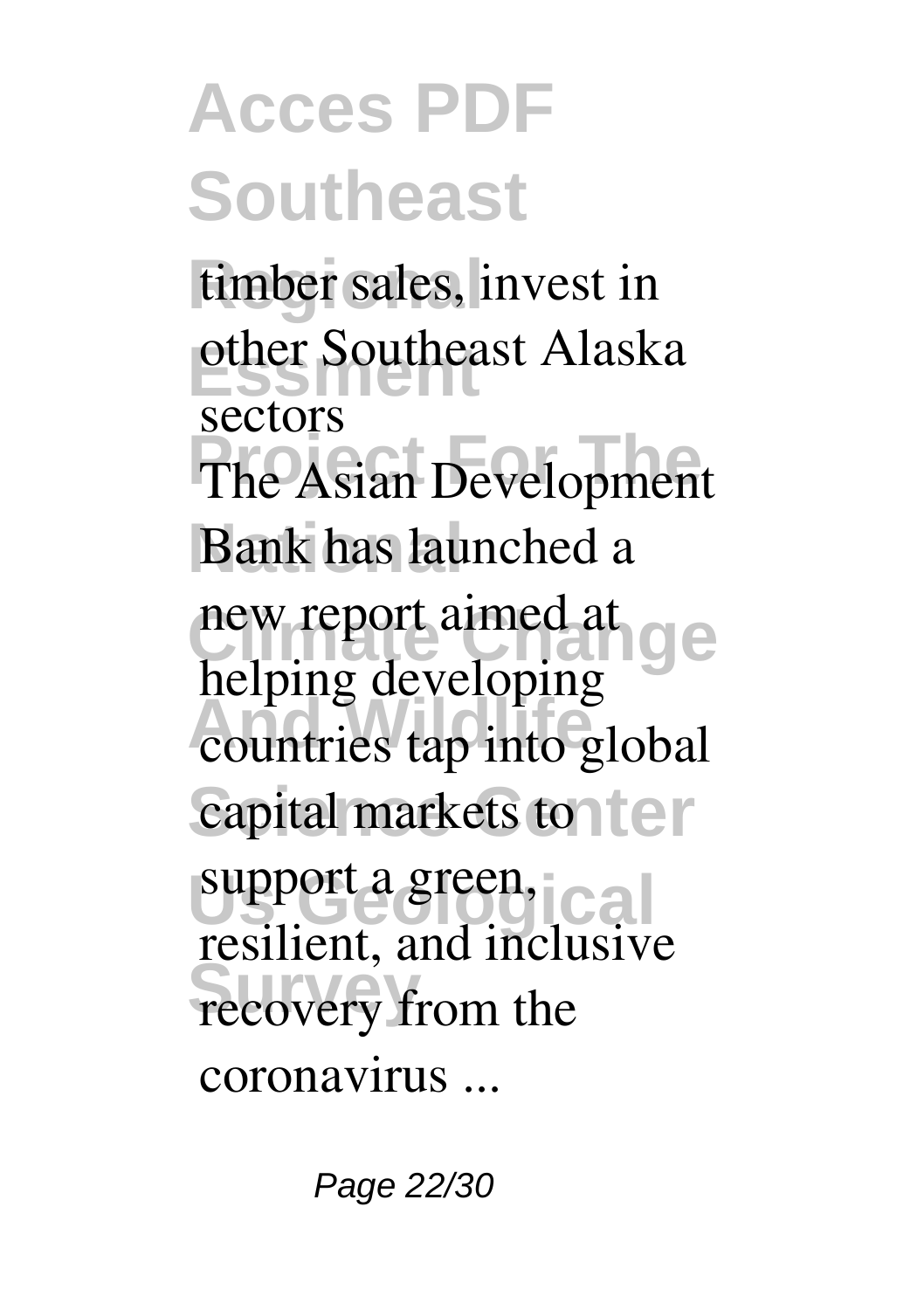timber sales, invest in other Southeast Alaska sectors

The Asian Development Bank has launched a new report aimed at helping developing countries tap into global capital markets to support a green, resilient, and inclusive recovery from the coronavirus ...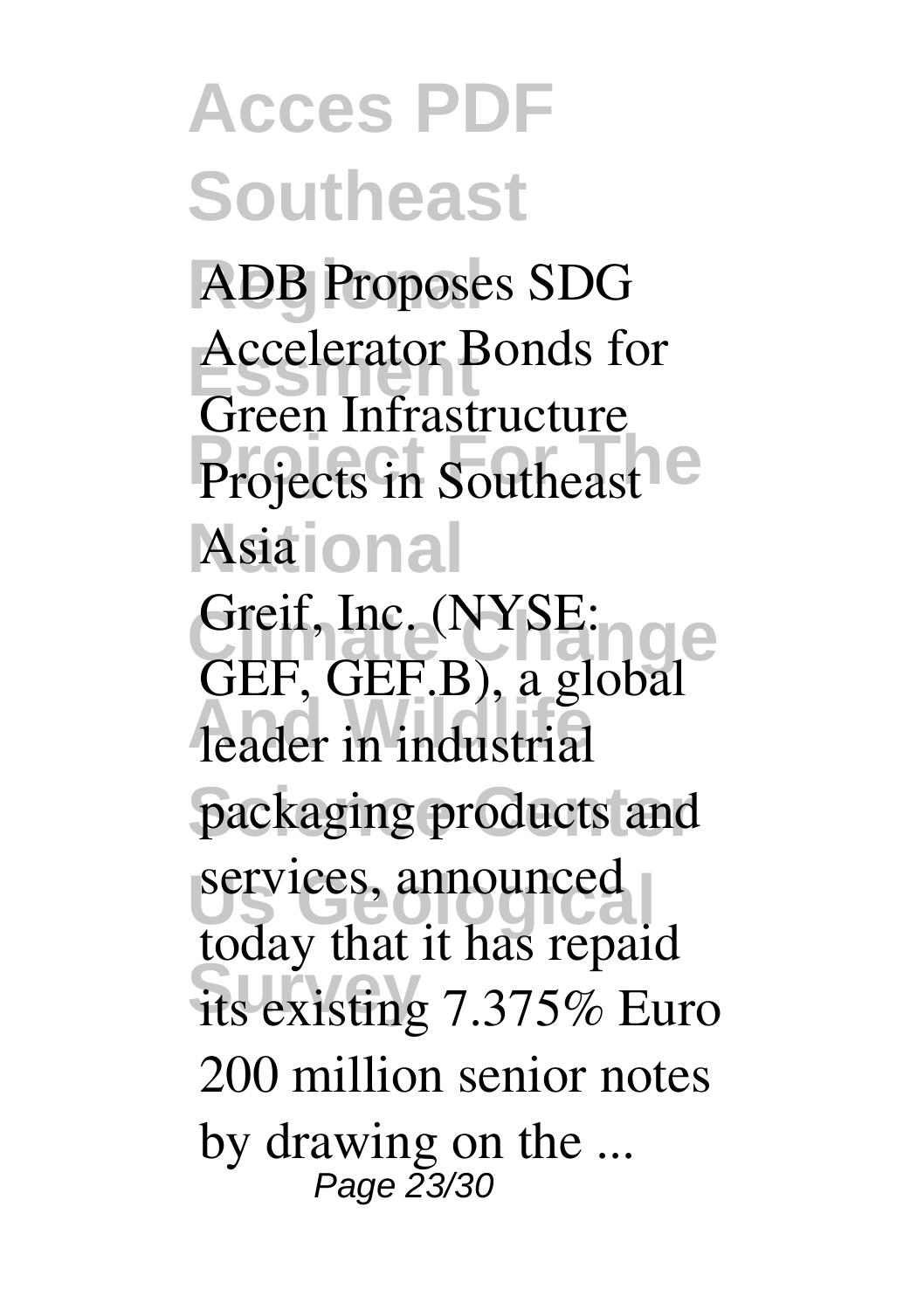**ADB Proposes SDG Accelerator Bonds for Green Infrastructure Projects in Southeast Asia**

Greif, Inc. (NYSE: GEF, GEF.B), a global leader in industrial packaging products and services, announced today that it has repaid its existing 7.375% Euro 200 million senior notes by drawing on the ...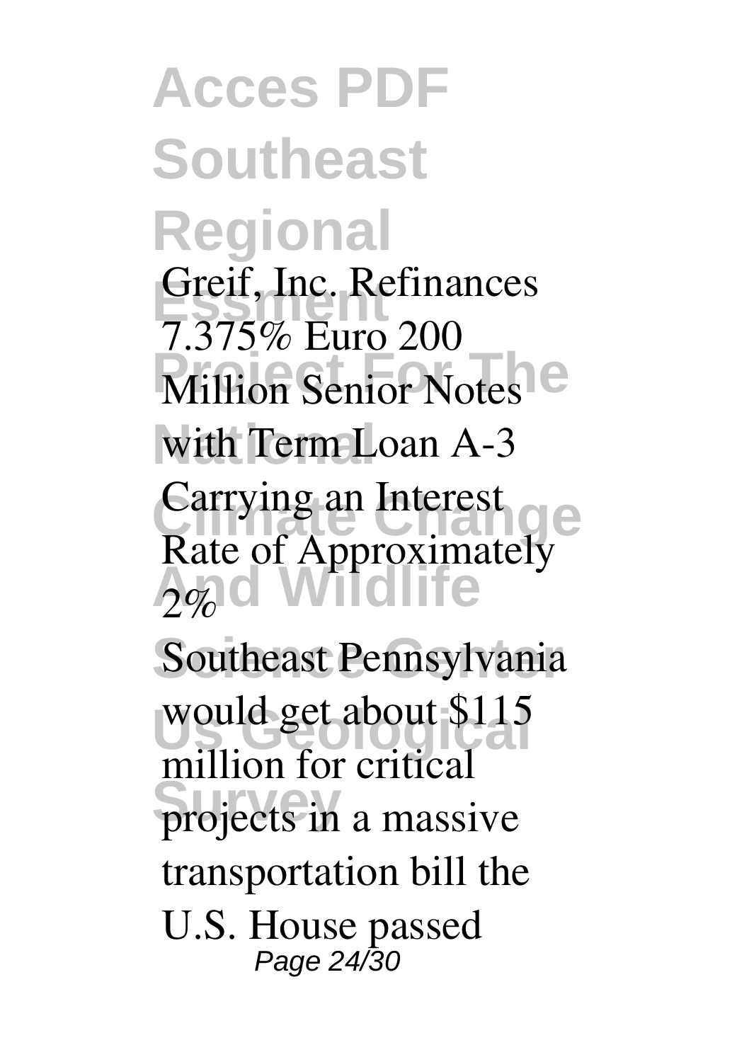*Greif, Inc. Refinances 7.375% Euro 200 Million Senior Notes with Term Loan A-3 Carrying an Interest Rate of Approximately 2%*

Southeast Pennsylvania would get about $115 million for critical projects in a massive transportation bill the U.S. House passed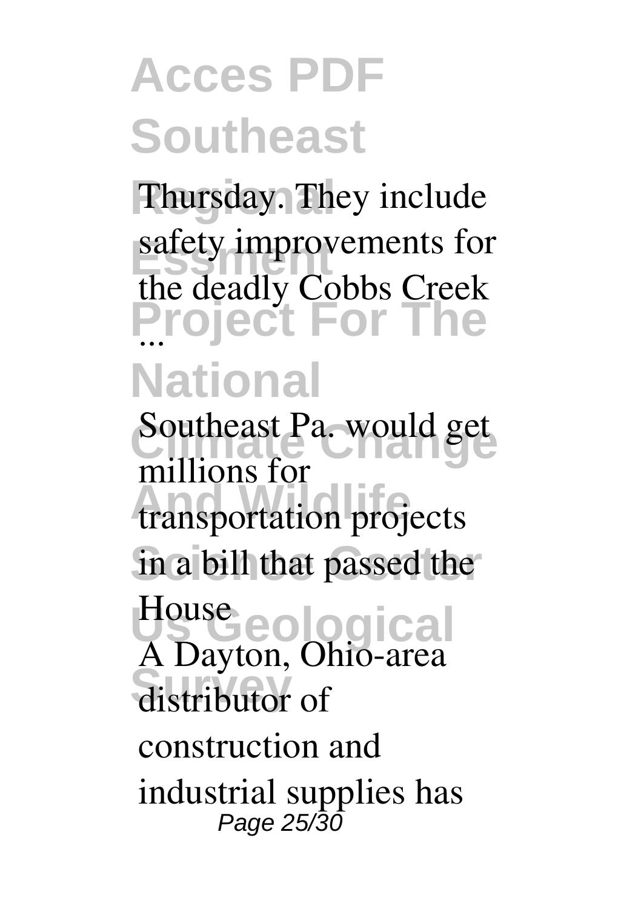Thursday. They include safety improvements for the deadly Cobbs Creek ...

**Southeast Pa. would get millions for transportation projects in a bill that passed the House**

A Dayton, Ohio-area distributor of construction and industrial supplies has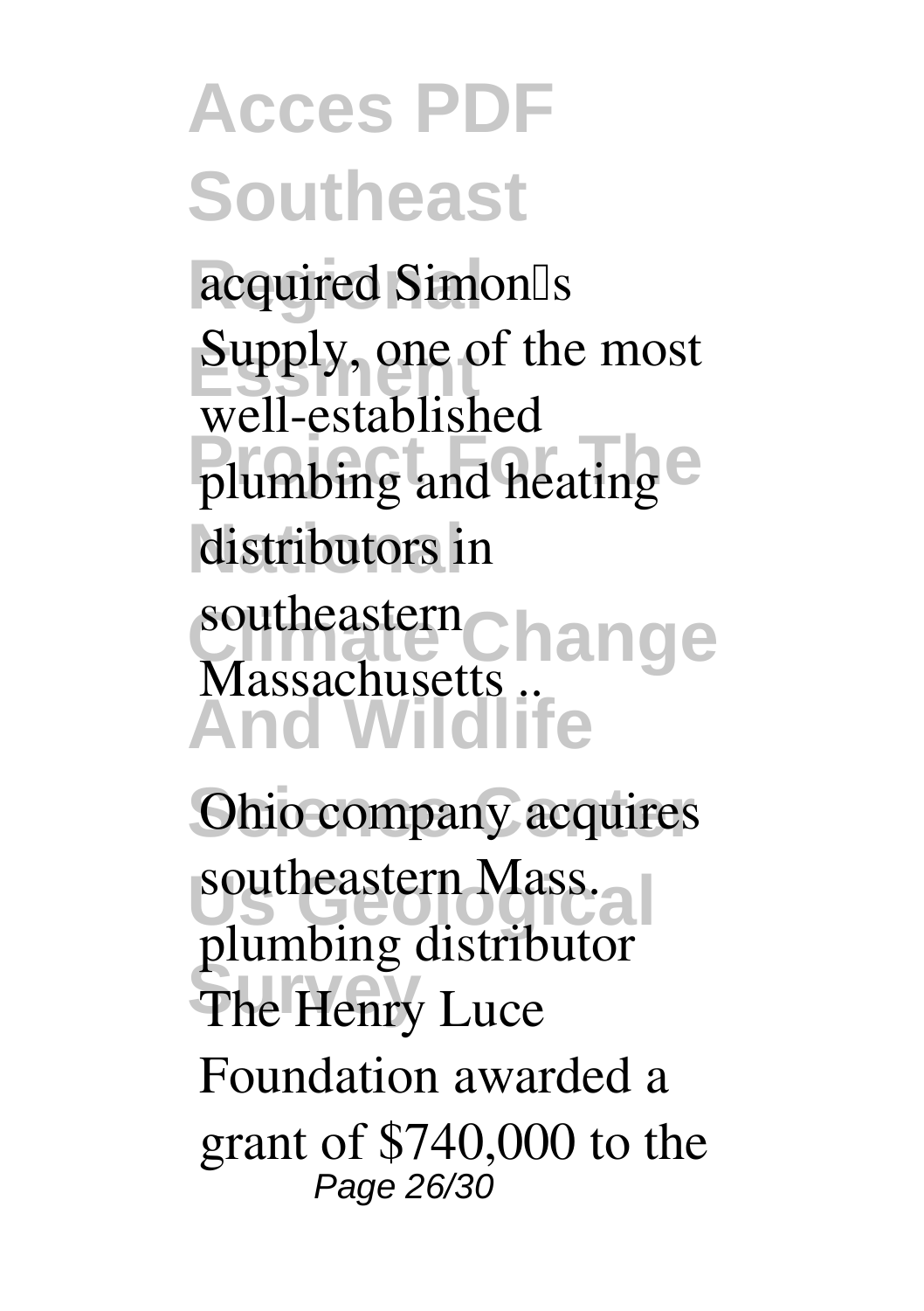acquired Simon's Supply, one of the most well-established plumbing and heating distributors in southeastern Massachusetts ..

**Ohio company acquires southeastern Mass. plumbing distributor**

The Henry Luce Foundation awarded a grant of $740,000 to the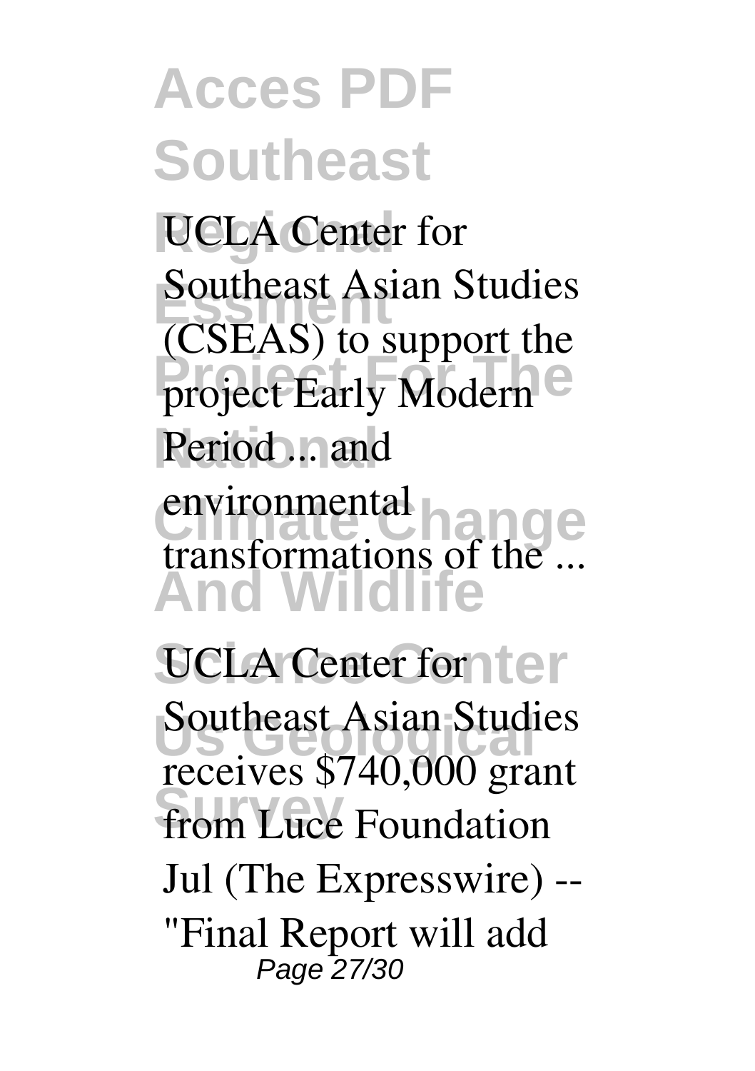UCLA Center for Southeast Asian Studies (CSEAS) to support the project Early Modern Period ... and environmental transformations of the ...

UCLA Center for Southeast Asian Studies receives $740,000 grant from Luce Foundation

Jul (The Expresswire) -- "Final Report will add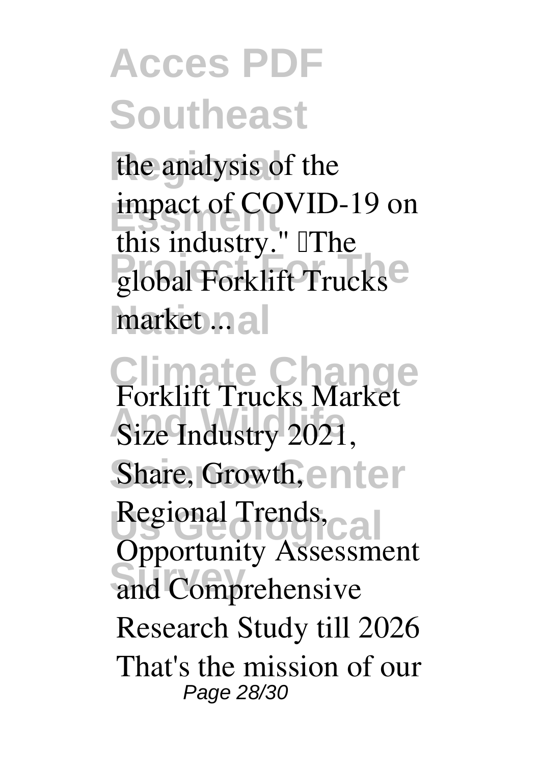the analysis of the impact of COVID-19 on this industry." The global Forklift Trucks market ...

**Forklift Trucks Market Size Industry 2021, Share, Growth, Regional Trends, Opportunity Assessment and Comprehensive Research Study till 2026**

That's the mission of our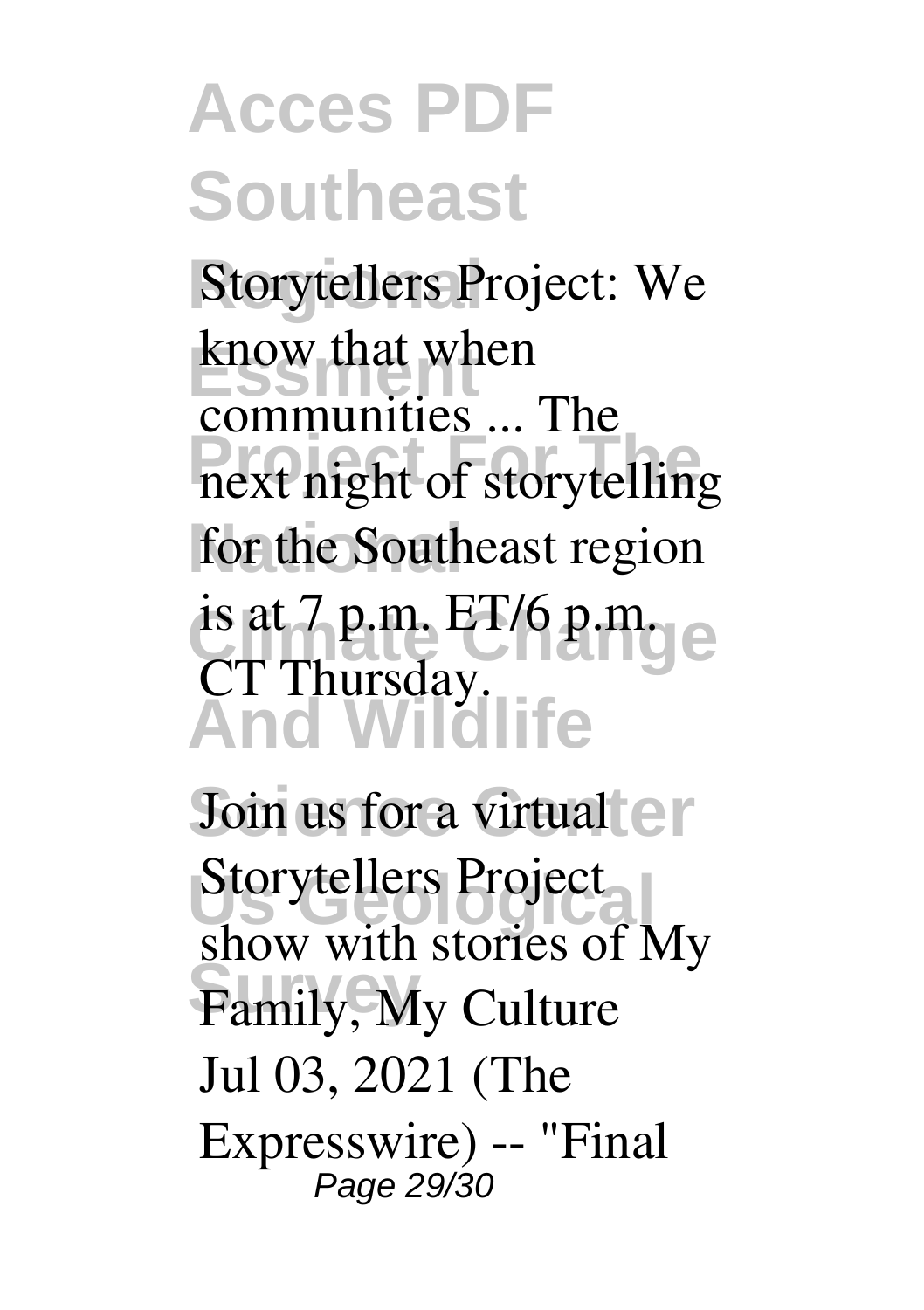Storytellers Project: We know that when communities ... The next night of storytelling for the Southeast region is at 7 p.m. ET/6 p.m. CT Thursday.

**Join us for a virtual Storytellers Project show with stories of My Family, My Culture**

Jul 03, 2021 (The Expresswire) -- "Final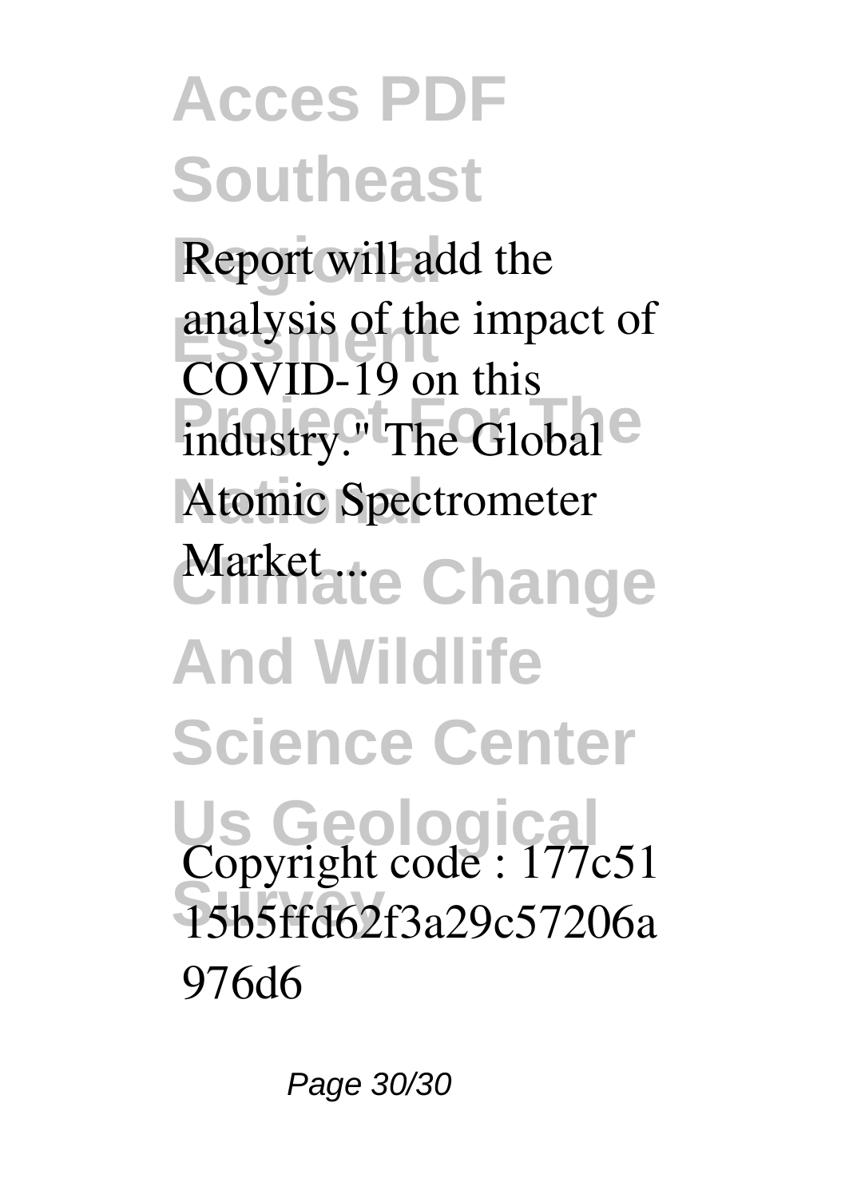Report will add the analysis of the impact of COVID-19 on this industry." The Global Atomic Spectrometer Market ...

Copyright code : 177c5115b5ffd62f3a29c57206a976d6